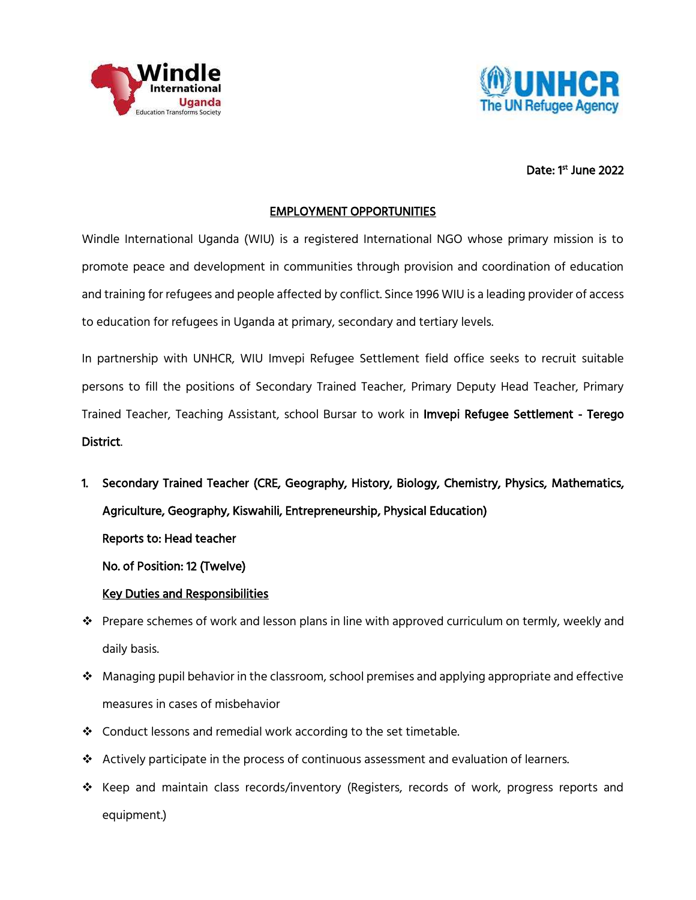Date: 1st June 2022

## EMPLOYMENT OPPORTUNITIES

Windle International Uganda (WIU) is a registered International NGO whose primary mission is to promote peace and development in communities through provision and coordination of education and training for refugees and people affected by conflict. Since 1996 WIU is a leading provider of access to education for refugees in Uganda at primary, secondary and tertiary levels.

In partnership with UNHCR, WIU Imvepi Refugee Settlement field office seeks to recruit suitable persons to fill the positions of Secondary Trained Teacher, Primary Deputy Head Teacher, Primary Trained Teacher, Teaching Assistant, school Bursar to work in **Imvepi Refugee Settlement - Terego District**.

1. **Secondary Trained Teacher (CRE, Geography, History, Biology, Chemistry, Physics, Mathematics, Agriculture, Geography, Kiswahili, Entrepreneurship, Physical Education)**

   **Reports to: Head teacher**

   **No. of Position: 12 (Twelve)**

   **Key Duties and Responsibilities**

- Prepare schemes of work and lesson plans in line with approved curriculum on termly, weekly and daily basis.
- Managing pupil behavior in the classroom, school premises and applying appropriate and effective measures in cases of misbehavior
- Conduct lessons and remedial work according to the set timetable.
- Actively participate in the process of continuous assessment and evaluation of learners.
- Keep and maintain class records/inventory (Registers, records of work, progress reports and equipment.)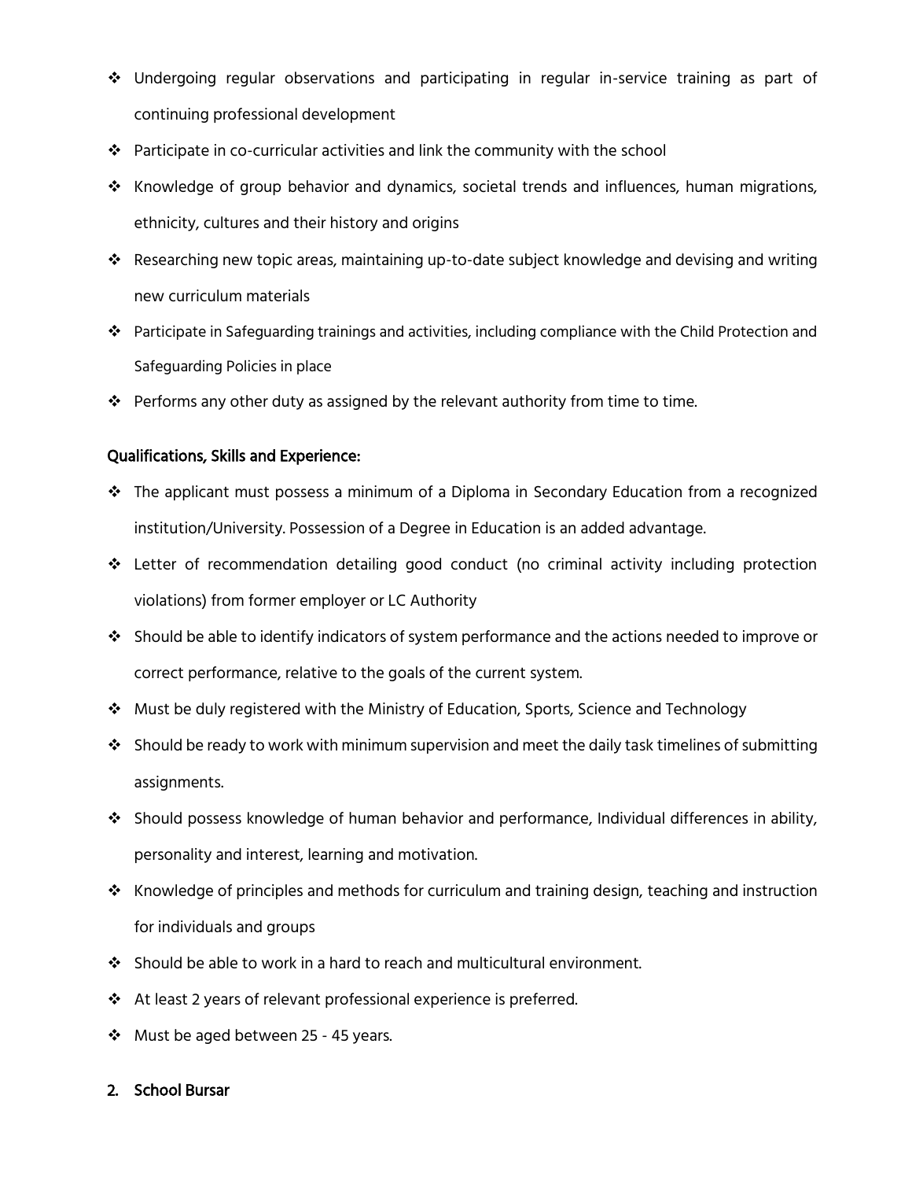- Undergoing regular observations and participating in regular in-service training as part of continuing professional development
- Participate in co-curricular activities and link the community with the school
- Knowledge of group behavior and dynamics, societal trends and influences, human migrations, ethnicity, cultures and their history and origins
- Researching new topic areas, maintaining up-to-date subject knowledge and devising and writing new curriculum materials
- Participate in Safeguarding trainings and activities, including compliance with the Child Protection and Safeguarding Policies in place
- Performs any other duty as assigned by the relevant authority from time to time.

**Qualifications, Skills and Experience:**

- The applicant must possess a minimum of a Diploma in Secondary Education from a recognized institution/University. Possession of a Degree in Education is an added advantage.
- Letter of recommendation detailing good conduct (no criminal activity including protection violations) from former employer or LC Authority
- Should be able to identify indicators of system performance and the actions needed to improve or correct performance, relative to the goals of the current system.
- Must be duly registered with the Ministry of Education, Sports, Science and Technology
- Should be ready to work with minimum supervision and meet the daily task timelines of submitting assignments.
- Should possess knowledge of human behavior and performance, Individual differences in ability, personality and interest, learning and motivation.
- Knowledge of principles and methods for curriculum and training design, teaching and instruction for individuals and groups
- Should be able to work in a hard to reach and multicultural environment.
- At least 2 years of relevant professional experience is preferred.
- Must be aged between 25 - 45 years.

**2. School Bursar**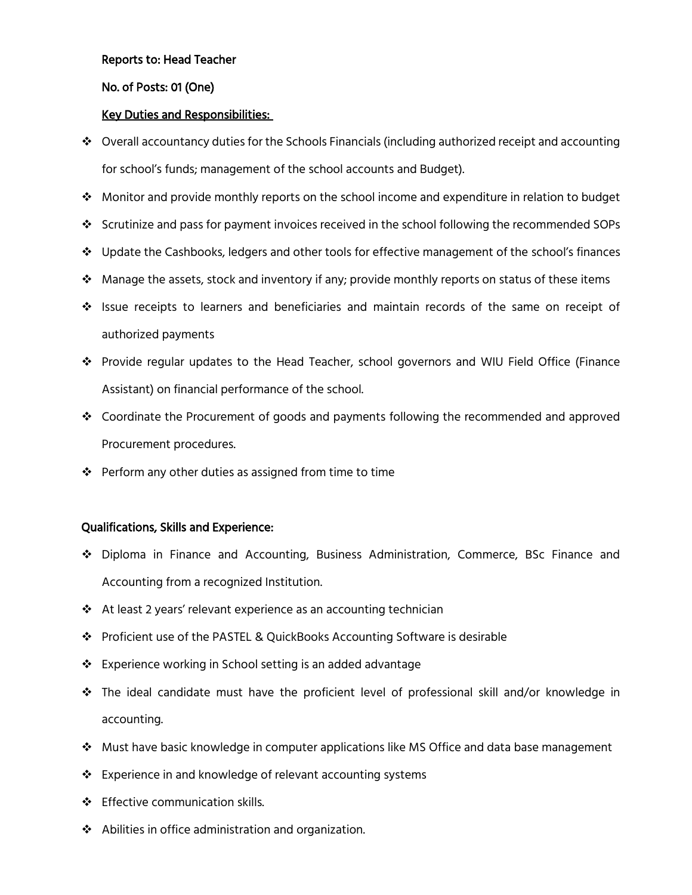**Reports to: Head Teacher**

**No. of Posts: 01 (One)**

**Key Duties and Responsibilities:**

- Overall accountancy duties for the Schools Financials (including authorized receipt and accounting for school's funds; management of the school accounts and Budget).
- Monitor and provide monthly reports on the school income and expenditure in relation to budget
- Scrutinize and pass for payment invoices received in the school following the recommended SOPs
- Update the Cashbooks, ledgers and other tools for effective management of the school's finances
- Manage the assets, stock and inventory if any; provide monthly reports on status of these items
- Issue receipts to learners and beneficiaries and maintain records of the same on receipt of authorized payments
- Provide regular updates to the Head Teacher, school governors and WIU Field Office (Finance Assistant) on financial performance of the school.
- Coordinate the Procurement of goods and payments following the recommended and approved Procurement procedures.
- Perform any other duties as assigned from time to time

**Qualifications, Skills and Experience:**

- Diploma in Finance and Accounting, Business Administration, Commerce, BSc Finance and Accounting from a recognized Institution.
- At least 2 years' relevant experience as an accounting technician
- Proficient use of the PASTEL & QuickBooks Accounting Software is desirable
- Experience working in School setting is an added advantage
- The ideal candidate must have the proficient level of professional skill and/or knowledge in accounting.
- Must have basic knowledge in computer applications like MS Office and data base management
- Experience in and knowledge of relevant accounting systems
- Effective communication skills.
- Abilities in office administration and organization.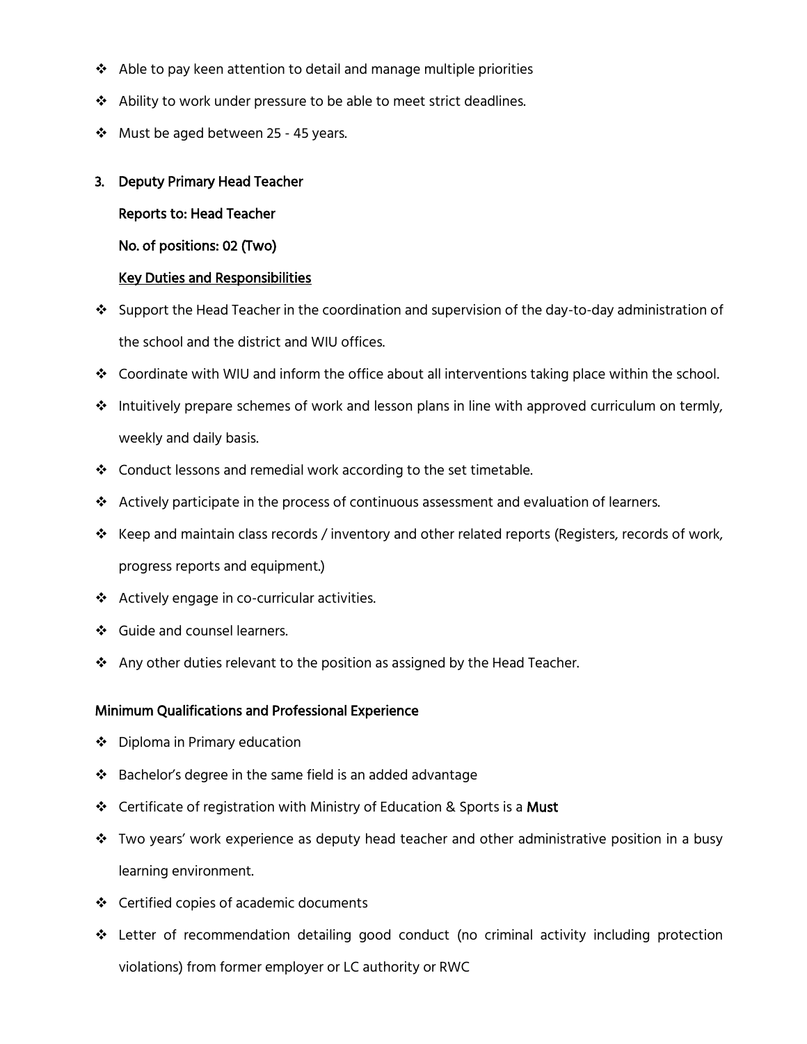- Able to pay keen attention to detail and manage multiple priorities
- Ability to work under pressure to be able to meet strict deadlines.
- Must be aged between 25 - 45 years.

### 3. Deputy Primary Head Teacher

**Reports to: Head Teacher**

**No. of positions: 02 (Two)**

**Key Duties and Responsibilities**

- Support the Head Teacher in the coordination and supervision of the day-to-day administration of the school and the district and WIU offices.
- Coordinate with WIU and inform the office about all interventions taking place within the school.
- Intuitively prepare schemes of work and lesson plans in line with approved curriculum on termly, weekly and daily basis.
- Conduct lessons and remedial work according to the set timetable.
- Actively participate in the process of continuous assessment and evaluation of learners.
- Keep and maintain class records / inventory and other related reports (Registers, records of work, progress reports and equipment.)
- Actively engage in co-curricular activities.
- Guide and counsel learners.
- Any other duties relevant to the position as assigned by the Head Teacher.

**Minimum Qualifications and Professional Experience**

- Diploma in Primary education
- Bachelor's degree in the same field is an added advantage
- Certificate of registration with Ministry of Education & Sports is a **Must**
- Two years' work experience as deputy head teacher and other administrative position in a busy learning environment.
- Certified copies of academic documents
- Letter of recommendation detailing good conduct (no criminal activity including protection violations) from former employer or LC authority or RWC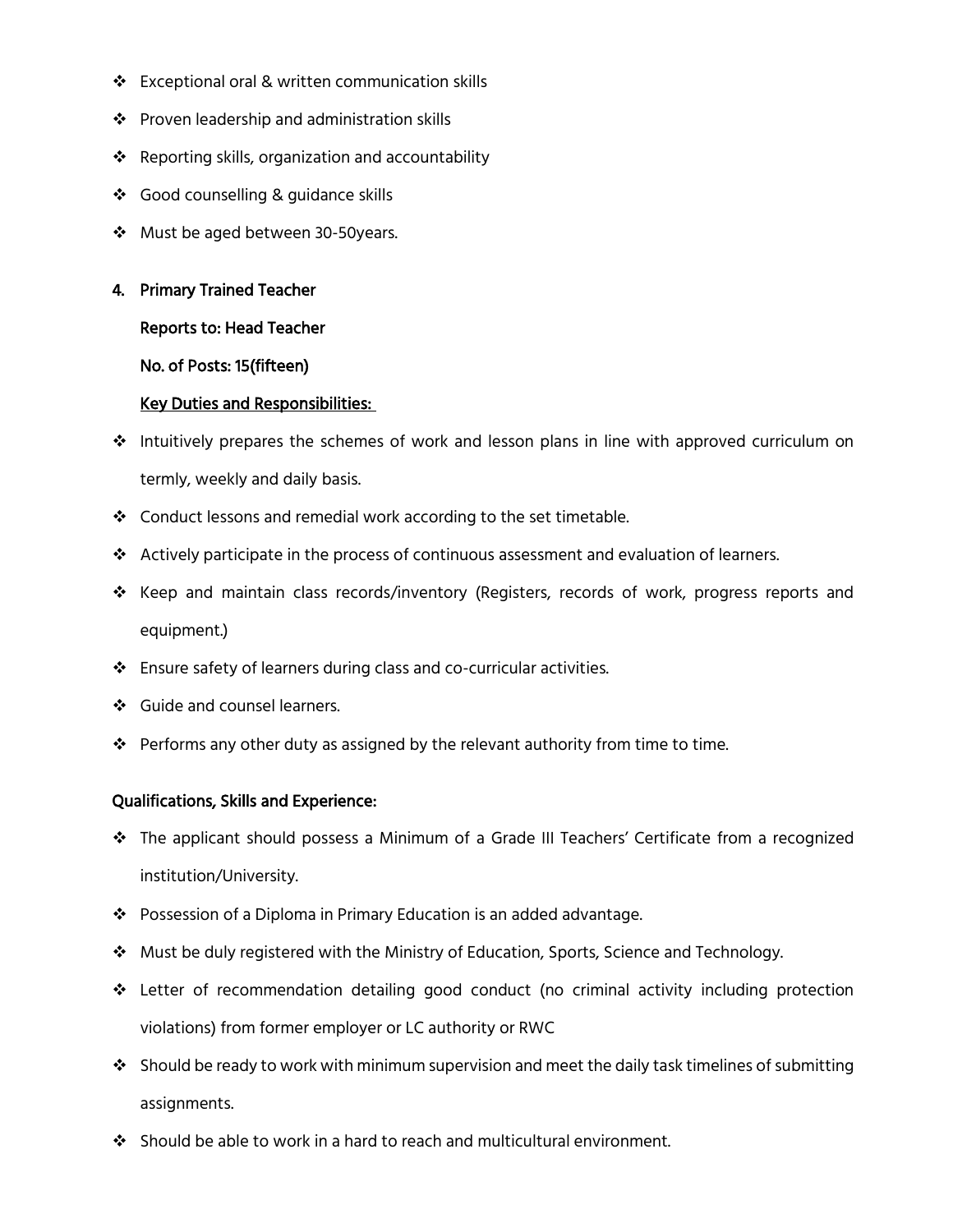- Exceptional oral & written communication skills
- Proven leadership and administration skills
- Reporting skills, organization and accountability
- Good counselling & guidance skills
- Must be aged between 30-50years.

**4. Primary Trained Teacher**

**Reports to: Head Teacher**

**No. of Posts: 15(fifteen)**

**<u>Key Duties and Responsibilities:</u>**

- Intuitively prepares the schemes of work and lesson plans in line with approved curriculum on termly, weekly and daily basis.
- Conduct lessons and remedial work according to the set timetable.
- Actively participate in the process of continuous assessment and evaluation of learners.
- Keep and maintain class records/inventory (Registers, records of work, progress reports and equipment.)
- Ensure safety of learners during class and co-curricular activities.
- Guide and counsel learners.
- Performs any other duty as assigned by the relevant authority from time to time.

**Qualifications, Skills and Experience:**

- The applicant should possess a Minimum of a Grade III Teachers' Certificate from a recognized institution/University.
- Possession of a Diploma in Primary Education is an added advantage.
- Must be duly registered with the Ministry of Education, Sports, Science and Technology.
- Letter of recommendation detailing good conduct (no criminal activity including protection violations) from former employer or LC authority or RWC
- Should be ready to work with minimum supervision and meet the daily task timelines of submitting assignments.
- Should be able to work in a hard to reach and multicultural environment.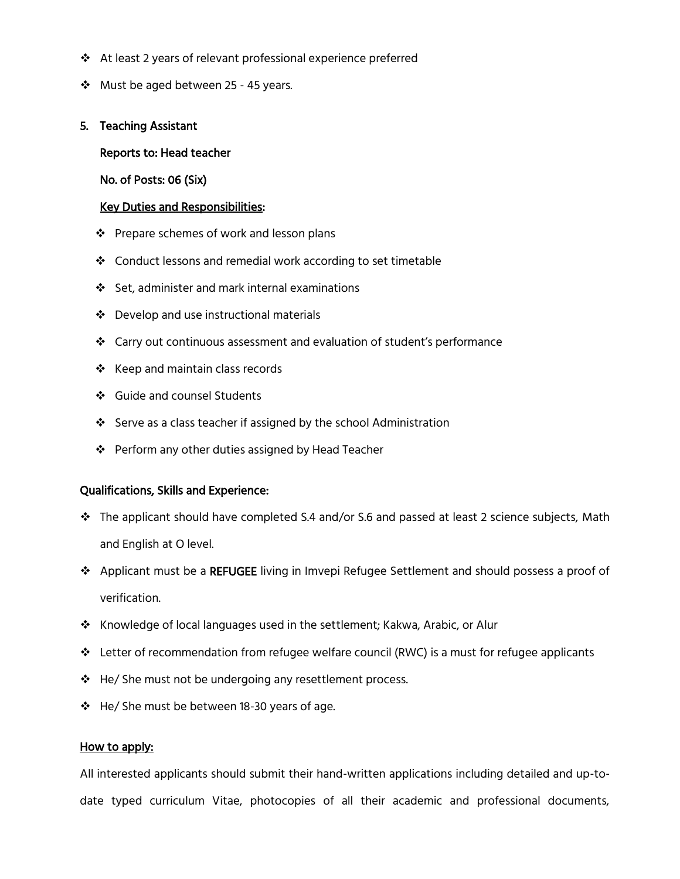- At least 2 years of relevant professional experience preferred
- Must be aged between 25 - 45 years.

5. **Teaching Assistant**

   **Reports to: Head teacher**

   **No. of Posts: 06 (Six)**

   **Key Duties and Responsibilities:**

   - Prepare schemes of work and lesson plans
   - Conduct lessons and remedial work according to set timetable
   - Set, administer and mark internal examinations
   - Develop and use instructional materials
   - Carry out continuous assessment and evaluation of student's performance
   - Keep and maintain class records
   - Guide and counsel Students
   - Serve as a class teacher if assigned by the school Administration
   - Perform any other duties assigned by Head Teacher

**Qualifications, Skills and Experience:**

- The applicant should have completed S.4 and/or S.6 and passed at least 2 science subjects, Math and English at O level.
- Applicant must be a **REFUGEE** living in Imvepi Refugee Settlement and should possess a proof of verification.
- Knowledge of local languages used in the settlement; Kakwa, Arabic, or Alur
- Letter of recommendation from refugee welfare council (RWC) is a must for refugee applicants
- He/ She must not be undergoing any resettlement process.
- He/ She must be between 18-30 years of age.

**How to apply:**

All interested applicants should submit their hand-written applications including detailed and up-to-date typed curriculum Vitae, photocopies of all their academic and professional documents,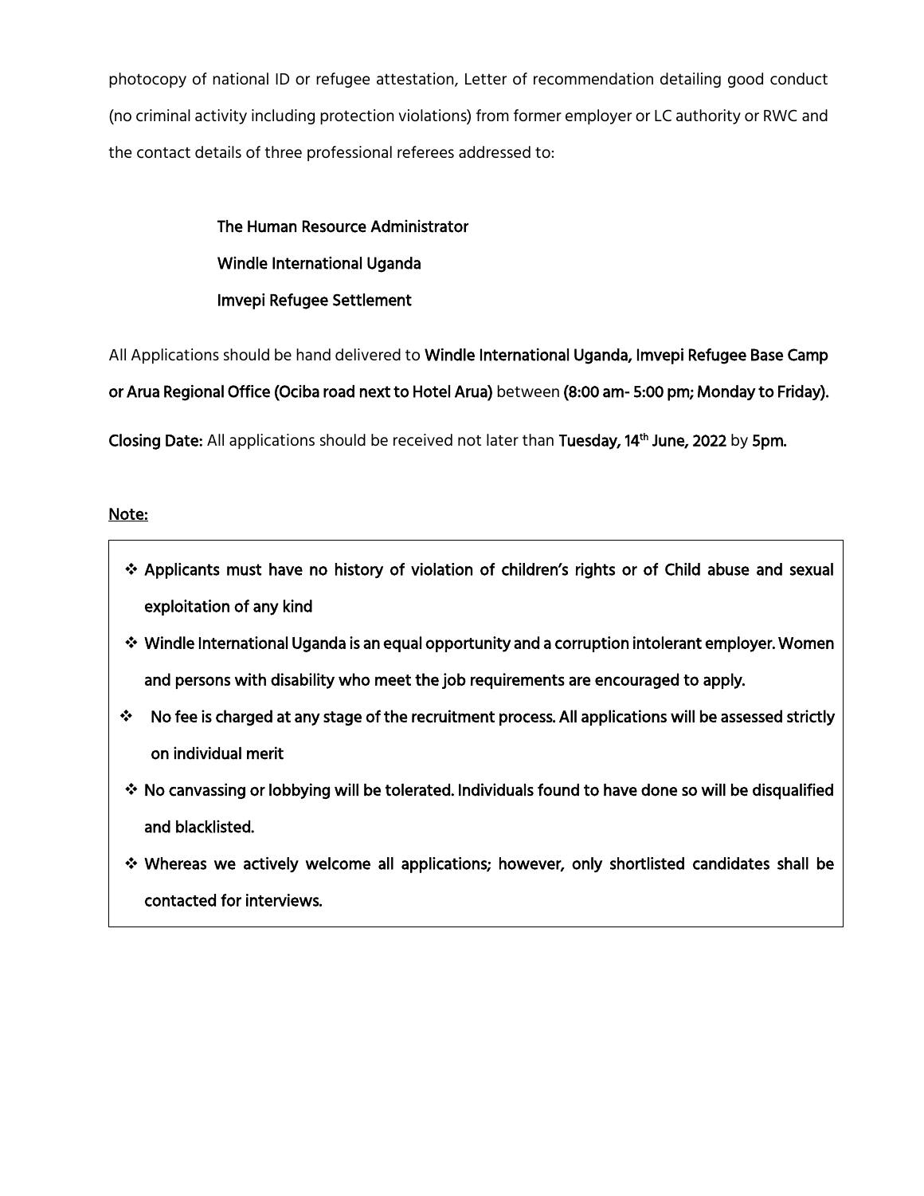photocopy of national ID or refugee attestation, Letter of recommendation detailing good conduct (no criminal activity including protection violations) from former employer or LC authority or RWC and the contact details of three professional referees addressed to:

**The Human Resource Administrator**
**Windle International Uganda**
**Imvepi Refugee Settlement**

All Applications should be hand delivered to **Windle International Uganda, Imvepi Refugee Base Camp or Arua Regional Office (Ociba road next to Hotel Arua)** between **(8:00 am- 5:00 pm; Monday to Friday).**

**Closing Date:** All applications should be received not later than **Tuesday, 14th June, 2022** by **5pm.**

**Note:**

- **Applicants must have no history of violation of children's rights or of Child abuse and sexual exploitation of any kind**
- **Windle International Uganda is an equal opportunity and a corruption intolerant employer. Women and persons with disability who meet the job requirements are encouraged to apply.**
- **No fee is charged at any stage of the recruitment process. All applications will be assessed strictly on individual merit**
- **No canvassing or lobbying will be tolerated. Individuals found to have done so will be disqualified and blacklisted.**
- **Whereas we actively welcome all applications; however, only shortlisted candidates shall be contacted for interviews.**